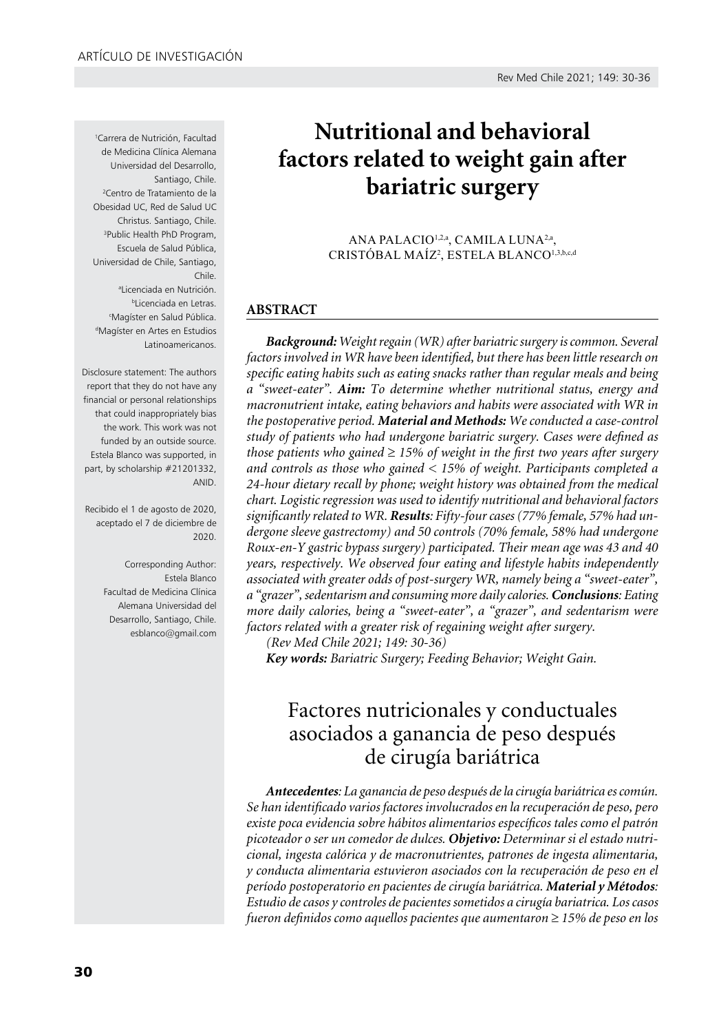ARTÍCULO DE INVESTIGACIÓN

# Nutritional and behavioral factors related to weight gain after bariatric surgery

ANA PALACIO[1,2,a], CAMILA LUNA[2,a], CRISTÓBAL MAÍZ[2], ESTELA BLANCO[1,3,b,c,d]

[1]Carrera de Nutrición, Facultad de Medicina Clínica Alemana Universidad del Desarrollo, Santiago, Chile.
[2]Centro de Tratamiento de la Obesidad UC, Red de Salud UC Christus. Santiago, Chile.
[3]Public Health PhD Program, Escuela de Salud Pública, Universidad de Chile, Santiago, Chile.
[a]Licenciada en Nutrición.
[b]Licenciada en Letras.
[c]Magíster en Salud Pública.
[d]Magíster en Artes en Estudios Latinoamericanos.

Disclosure statement: The authors report that they do not have any financial or personal relationships that could inappropriately bias the work. This work was not funded by an outside source. Estela Blanco was supported, in part, by scholarship #21201332, ANID.

Recibido el 1 de agosto de 2020, aceptado el 7 de diciembre de 2020.

Corresponding Author:
Estela Blanco
Facultad de Medicina Clínica Alemana Universidad del Desarrollo, Santiago, Chile.
esblanco@gmail.com

## ABSTRACT

***Background:*** *Weight regain (WR) after bariatric surgery is common. Several factors involved in WR have been identified, but there has been little research on specific eating habits such as eating snacks rather than regular meals and being a "sweet-eater".* ***Aim:*** *To determine whether nutritional status, energy and macronutrient intake, eating behaviors and habits were associated with WR in the postoperative period.* ***Material and Methods:*** *We conducted a case-control study of patients who had undergone bariatric surgery. Cases were defined as those patients who gained ≥ 15% of weight in the first two years after surgery and controls as those who gained < 15% of weight. Participants completed a 24-hour dietary recall by phone; weight history was obtained from the medical chart. Logistic regression was used to identify nutritional and behavioral factors significantly related to WR.* ***Results:*** *Fifty-four cases (77% female, 57% had undergone sleeve gastrectomy) and 50 controls (70% female, 58% had undergone Roux-en-Y gastric bypass surgery) participated. Their mean age was 43 and 40 years, respectively. We observed four eating and lifestyle habits independently associated with greater odds of post-surgery WR, namely being a "sweet-eater", a "grazer", sedentarism and consuming more daily calories.* ***Conclusions:*** *Eating more daily calories, being a "sweet-eater", a "grazer", and sedentarism were factors related with a greater risk of regaining weight after surgery.*

*(Rev Med Chile 2021; 149: 30-36)*

***Key words:*** *Bariatric Surgery; Feeding Behavior; Weight Gain.*

## Factores nutricionales y conductuales asociados a ganancia de peso después de cirugía bariátrica

***Antecedentes:*** *La ganancia de peso después de la cirugía bariátrica es común. Se han identificado varios factores involucrados en la recuperación de peso, pero existe poca evidencia sobre hábitos alimentarios específicos tales como el patrón picoteador o ser un comedor de dulces.* ***Objetivo:*** *Determinar si el estado nutricional, ingesta calórica y de macronutrientes, patrones de ingesta alimentaria, y conducta alimentaria estuvieron asociados con la recuperación de peso en el período postoperatorio en pacientes de cirugía bariátrica.* ***Material y Métodos:*** *Estudio de casos y controles de pacientes sometidos a cirugía bariatrica. Los casos fueron definidos como aquellos pacientes que aumentaron ≥ 15% de peso en los*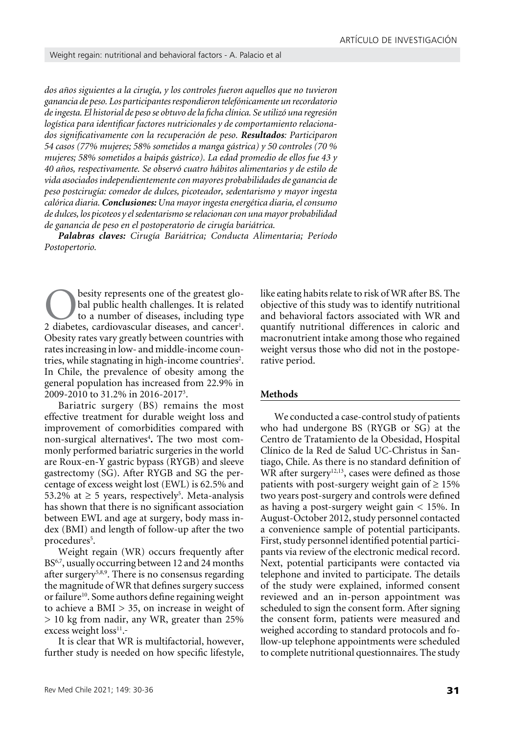*dos años siguientes a la cirugía, y los controles fueron aquellos que no tuvieron ganancia de peso. Los participantes respondieron telefónicamente un recordatorio de ingesta. El historial de peso se obtuvo de la ficha clínica. Se utilizó una regresión logística para identificar factores nutricionales y de comportamiento relacionados significativamente con la recuperación de peso.* ***Resultados****: Participaron 54 casos (77% mujeres; 58% sometidos a manga gástrica) y 50 controles (70 % mujeres; 58% sometidos a baipás gástrico). La edad promedio de ellos fue 43 y 40 años, respectivamente. Se observó cuatro hábitos alimentarios y de estilo de vida asociados independientemente con mayores probabilidades de ganancia de peso postcirugía: comedor de dulces, picoteador, sedentarismo y mayor ingesta calórica diaria.* ***Conclusiones:*** *Una mayor ingesta energética diaria, el consumo de dulces, los picoteos y el sedentarismo se relacionan con una mayor probabilidad de ganancia de peso en el postoperatorio de cirugía bariátrica.*

***Palabras claves:*** *Cirugía Bariátrica; Conducta Alimentaria; Período Postopertorio.*

Obesity represents one of the greatest global public health challenges. It is related to a number of diseases, including type 2 diabetes, cardiovascular diseases, and cancer[1]. Obesity rates vary greatly between countries with rates increasing in low- and middle-income countries, while stagnating in high-income countries[2]. In Chile, the prevalence of obesity among the general population has increased from 22.9% in 2009-2010 to 31.2% in 2016-2017[3].

Bariatric surgery (BS) remains the most effective treatment for durable weight loss and improvement of comorbidities compared with non-surgical alternatives[4]**.** The two most commonly performed bariatric surgeries in the world are Roux-en-Y gastric bypass (RYGB) and sleeve gastrectomy (SG). After RYGB and SG the percentage of excess weight lost (EWL) is 62.5% and 53.2% at $\geq$ 5 years, respectively[5]. Meta-analysis has shown that there is no significant association between EWL and age at surgery, body mass index (BMI) and length of follow-up after the two procedures[5].

Weight regain (WR) occurs frequently after BS[6,7], usually occurring between 12 and 24 months after surgery[5,8,9]. There is no consensus regarding the magnitude of WR that defines surgery success or failure[10]. Some authors define regaining weight to achieve a BMI > 35, on increase in weight of > 10 kg from nadir, any WR, greater than 25% excess weight loss[11].-

It is clear that WR is multifactorial, however, further study is needed on how specific lifestyle, like eating habits relate to risk of WR after BS. The objective of this study was to identify nutritional and behavioral factors associated with WR and quantify nutritional differences in caloric and macronutrient intake among those who regained weight versus those who did not in the postoperative period.

## Methods

We conducted a case-control study of patients who had undergone BS (RYGB or SG) at the Centro de Tratamiento de la Obesidad, Hospital Clínico de la Red de Salud UC-Christus in Santiago, Chile. As there is no standard definition of WR after surgery[12,13], cases were defined as those patients with post-surgery weight gain of $\geq$ 15% two years post-surgery and controls were defined as having a post-surgery weight gain < 15%. In August-October 2012, study personnel contacted a convenience sample of potential participants. First, study personnel identified potential participants via review of the electronic medical record. Next, potential participants were contacted via telephone and invited to participate. The details of the study were explained, informed consent reviewed and an in-person appointment was scheduled to sign the consent form. After signing the consent form, patients were measured and weighed according to standard protocols and follow-up telephone appointments were scheduled to complete nutritional questionnaires. The study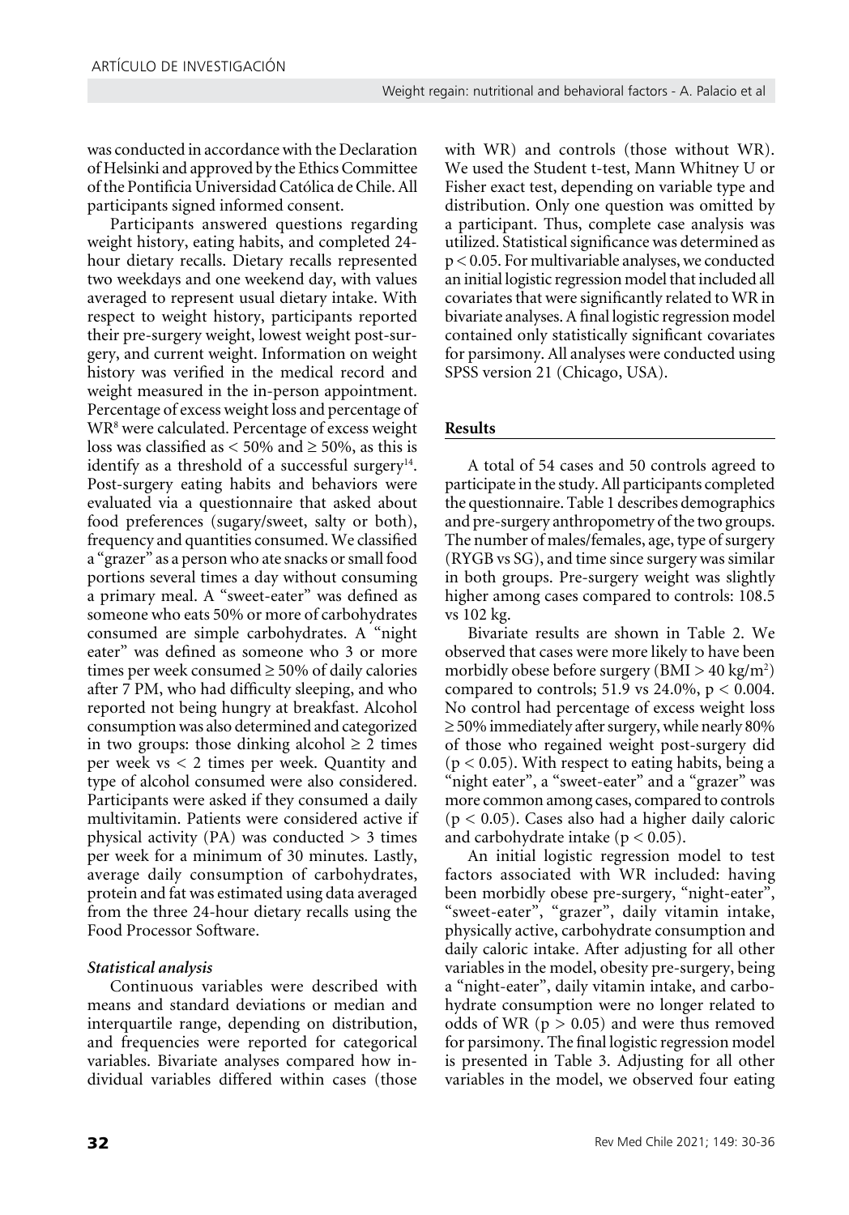was conducted in accordance with the Declaration of Helsinki and approved by the Ethics Committee of the Pontificia Universidad Católica de Chile. All participants signed informed consent.

Participants answered questions regarding weight history, eating habits, and completed 24-hour dietary recalls. Dietary recalls represented two weekdays and one weekend day, with values averaged to represent usual dietary intake. With respect to weight history, participants reported their pre-surgery weight, lowest weight post-surgery, and current weight. Information on weight history was verified in the medical record and weight measured in the in-person appointment. Percentage of excess weight loss and percentage of WR[8] were calculated. Percentage of excess weight loss was classified as $< 50\%$ and $\geq 50\%$, as this is identify as a threshold of a successful surgery[14]. Post-surgery eating habits and behaviors were evaluated via a questionnaire that asked about food preferences (sugary/sweet, salty or both), frequency and quantities consumed. We classified a "grazer" as a person who ate snacks or small food portions several times a day without consuming a primary meal. A "sweet-eater" was defined as someone who eats 50% or more of carbohydrates consumed are simple carbohydrates. A "night eater" was defined as someone who 3 or more times per week consumed $\geq 50\%$ of daily calories after 7 PM, who had difficulty sleeping, and who reported not being hungry at breakfast. Alcohol consumption was also determined and categorized in two groups: those dinking alcohol $\geq 2$ times per week vs $< 2$ times per week. Quantity and type of alcohol consumed were also considered. Participants were asked if they consumed a daily multivitamin. Patients were considered active if physical activity (PA) was conducted $> 3$ times per week for a minimum of 30 minutes. Lastly, average daily consumption of carbohydrates, protein and fat was estimated using data averaged from the three 24-hour dietary recalls using the Food Processor Software.

### *Statistical analysis*

Continuous variables were described with means and standard deviations or median and interquartile range, depending on distribution, and frequencies were reported for categorical variables. Bivariate analyses compared how individual variables differed within cases (those with WR) and controls (those without WR). We used the Student t-test, Mann Whitney U or Fisher exact test, depending on variable type and distribution. Only one question was omitted by a participant. Thus, complete case analysis was utilized. Statistical significance was determined as $p < 0.05$. For multivariable analyses, we conducted an initial logistic regression model that included all covariates that were significantly related to WR in bivariate analyses. A final logistic regression model contained only statistically significant covariates for parsimony. All analyses were conducted using SPSS version 21 (Chicago, USA).

## Results

A total of 54 cases and 50 controls agreed to participate in the study. All participants completed the questionnaire. Table 1 describes demographics and pre-surgery anthropometry of the two groups. The number of males/females, age, type of surgery (RYGB vs SG), and time since surgery was similar in both groups. Pre-surgery weight was slightly higher among cases compared to controls: 108.5 vs 102 kg.

Bivariate results are shown in Table 2. We observed that cases were more likely to have been morbidly obese before surgery (BMI $> 40$ kg/m$^2$) compared to controls; 51.9 vs 24.0%, $p < 0.004$. No control had percentage of excess weight loss $\geq 50\%$ immediately after surgery, while nearly 80% of those who regained weight post-surgery did ($p < 0.05$). With respect to eating habits, being a "night eater", a "sweet-eater" and a "grazer" was more common among cases, compared to controls ($p < 0.05$). Cases also had a higher daily caloric and carbohydrate intake ($p < 0.05$).

An initial logistic regression model to test factors associated with WR included: having been morbidly obese pre-surgery, "night-eater", "sweet-eater", "grazer", daily vitamin intake, physically active, carbohydrate consumption and daily caloric intake. After adjusting for all other variables in the model, obesity pre-surgery, being a "night-eater", daily vitamin intake, and carbohydrate consumption were no longer related to odds of WR ($p > 0.05$) and were thus removed for parsimony. The final logistic regression model is presented in Table 3. Adjusting for all other variables in the model, we observed four eating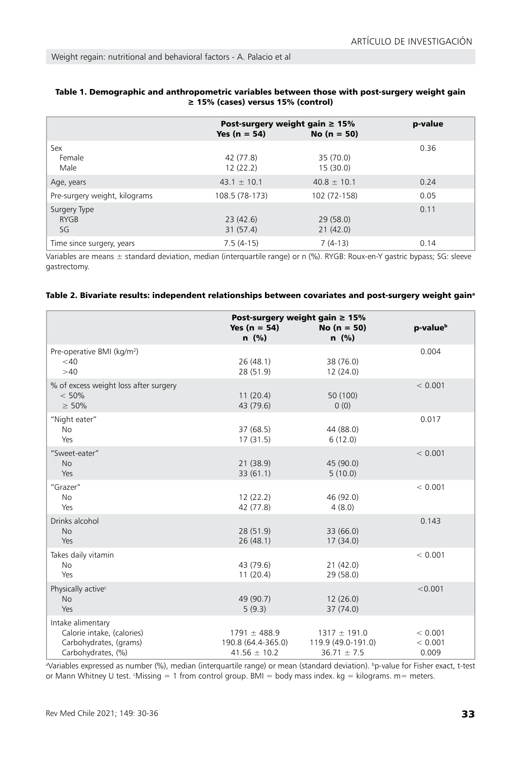**Table 1. Demographic and anthropometric variables between those with post-surgery weight gain ≥ 15% (cases) versus 15% (control)**

| | Post-surgery weight gain ≥ 15% | | p-value |
|---|---|---|---|
| | Yes (n = 54) | No (n = 50) | |
| Sex | | | 0.36 |
| Female | 42 (77.8) | 35 (70.0) | |
| Male | 12 (22.2) | 15 (30.0) | |
| Age, years | 43.1 ± 10.1 | 40.8 ± 10.1 | 0.24 |
| Pre-surgery weight, kilograms | 108.5 (78-173) | 102 (72-158) | 0.05 |
| Surgery Type | | | 0.11 |
| RYGB | 23 (42.6) | 29 (58.0) | |
| SG | 31 (57.4) | 21 (42.0) | |
| Time since surgery, years | 7.5 (4-15) | 7 (4-13) | 0.14 |

Variables are means ± standard deviation, median (interquartile range) or n (%). RYGB: Roux-en-Y gastric bypass; SG: sleeve gastrectomy.

**Table 2. Bivariate results: independent relationships between covariates and post-surgery weight gain[a]**

| | Post-surgery weight gain ≥ 15% | | p-value[b] |
|---|---|---|---|
| | Yes (n = 54) n (%) | No (n = 50) n (%) | |
| Pre-operative BMI ($kg/m^2$) | | | 0.004 |
| <40 | 26 (48.1) | 38 (76.0) | |
| >40 | 28 (51.9) | 12 (24.0) | |
| % of excess weight loss after surgery | | | < 0.001 |
| < 50% | 11 (20.4) | 50 (100) | |
| ≥ 50% | 43 (79.6) | 0 (0) | |
| "Night eater" | | | 0.017 |
| No | 37 (68.5) | 44 (88.0) | |
| Yes | 17 (31.5) | 6 (12.0) | |
| "Sweet-eater" | | | < 0.001 |
| No | 21 (38.9) | 45 (90.0) | |
| Yes | 33 (61.1) | 5 (10.0) | |
| "Grazer" | | | < 0.001 |
| No | 12 (22.2) | 46 (92.0) | |
| Yes | 42 (77.8) | 4 (8.0) | |
| Drinks alcohol | | | 0.143 |
| No | 28 (51.9) | 33 (66.0) | |
| Yes | 26 (48.1) | 17 (34.0) | |
| Takes daily vitamin | | | < 0.001 |
| No | 43 (79.6) | 21 (42.0) | |
| Yes | 11 (20.4) | 29 (58.0) | |
| Physically active[c] | | | <0.001 |
| No | 49 (90.7) | 12 (26.0) | |
| Yes | 5 (9.3) | 37 (74.0) | |
| Intake alimentary | | | |
| Calorie intake, (calories) | 1791 ± 488.9 | 1317 ± 191.0 | < 0.001 |
| Carbohydrates, (grams) | 190.8 (64.4-365.0) | 119.9 (49.0-191.0) | < 0.001 |
| Carbohydrates, (%) | 41.56 ± 10.2 | 36.71 ± 7.5 | 0.009 |

[a]Variables expressed as number (%), median (interquartile range) or mean (standard deviation). [b]p-value for Fisher exact, t-test or Mann Whitney U test. [c]Missing = 1 from control group. BMI = body mass index. kg = kilograms. m= meters.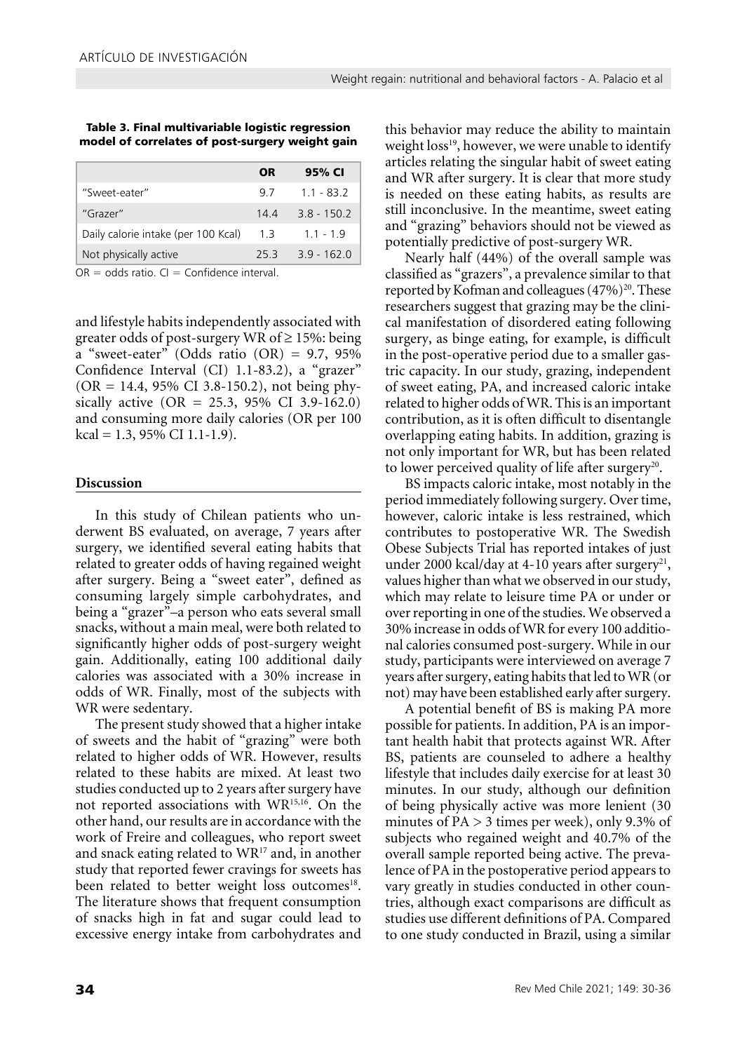**Table 3. Final multivariable logistic regression model of correlates of post-surgery weight gain**

| | OR | 95% CI |
|---|---|---|
| "Sweet-eater" | 9.7 | 1.1 - 83.2 |
| "Grazer" | 14.4 | 3.8 - 150.2 |
| Daily calorie intake (per 100 Kcal) | 1.3 | 1.1 - 1.9 |
| Not physically active | 25.3 | 3.9 - 162.0 |

OR = odds ratio. CI = Confidence interval.

and lifestyle habits independently associated with greater odds of post-surgery WR of ≥ 15%: being a "sweet-eater" (Odds ratio (OR) = 9.7, 95% Confidence Interval (CI) 1.1-83.2), a "grazer" (OR = 14.4, 95% CI 3.8-150.2), not being physically active (OR = 25.3, 95% CI 3.9-162.0) and consuming more daily calories (OR per 100 kcal = 1.3, 95% CI 1.1-1.9).

## Discussion

In this study of Chilean patients who underwent BS evaluated, on average, 7 years after surgery, we identified several eating habits that related to greater odds of having regained weight after surgery. Being a "sweet eater", defined as consuming largely simple carbohydrates, and being a "grazer"–a person who eats several small snacks, without a main meal, were both related to significantly higher odds of post-surgery weight gain. Additionally, eating 100 additional daily calories was associated with a 30% increase in odds of WR. Finally, most of the subjects with WR were sedentary.

The present study showed that a higher intake of sweets and the habit of "grazing" were both related to higher odds of WR. However, results related to these habits are mixed. At least two studies conducted up to 2 years after surgery have not reported associations with WR[15,16]. On the other hand, our results are in accordance with the work of Freire and colleagues, who report sweet and snack eating related to WR[17] and, in another study that reported fewer cravings for sweets has been related to better weight loss outcomes[18]. The literature shows that frequent consumption of snacks high in fat and sugar could lead to excessive energy intake from carbohydrates and this behavior may reduce the ability to maintain weight loss[19], however, we were unable to identify articles relating the singular habit of sweet eating and WR after surgery. It is clear that more study is needed on these eating habits, as results are still inconclusive. In the meantime, sweet eating and "grazing" behaviors should not be viewed as potentially predictive of post-surgery WR.

Nearly half (44%) of the overall sample was classified as "grazers", a prevalence similar to that reported by Kofman and colleagues (47%)[20]. These researchers suggest that grazing may be the clinical manifestation of disordered eating following surgery, as binge eating, for example, is difficult in the post-operative period due to a smaller gastric capacity. In our study, grazing, independent of sweet eating, PA, and increased caloric intake related to higher odds of WR. This is an important contribution, as it is often difficult to disentangle overlapping eating habits. In addition, grazing is not only important for WR, but has been related to lower perceived quality of life after surgery[20].

BS impacts caloric intake, most notably in the period immediately following surgery. Over time, however, caloric intake is less restrained, which contributes to postoperative WR. The Swedish Obese Subjects Trial has reported intakes of just under 2000 kcal/day at 4-10 years after surgery[21], values higher than what we observed in our study, which may relate to leisure time PA or under or over reporting in one of the studies. We observed a 30% increase in odds of WR for every 100 additional calories consumed post-surgery. While in our study, participants were interviewed on average 7 years after surgery, eating habits that led to WR (or not) may have been established early after surgery.

A potential benefit of BS is making PA more possible for patients. In addition, PA is an important health habit that protects against WR. After BS, patients are counseled to adhere a healthy lifestyle that includes daily exercise for at least 30 minutes. In our study, although our definition of being physically active was more lenient (30 minutes of PA > 3 times per week), only 9.3% of subjects who regained weight and 40.7% of the overall sample reported being active. The prevalence of PA in the postoperative period appears to vary greatly in studies conducted in other countries, although exact comparisons are difficult as studies use different definitions of PA. Compared to one study conducted in Brazil, using a similar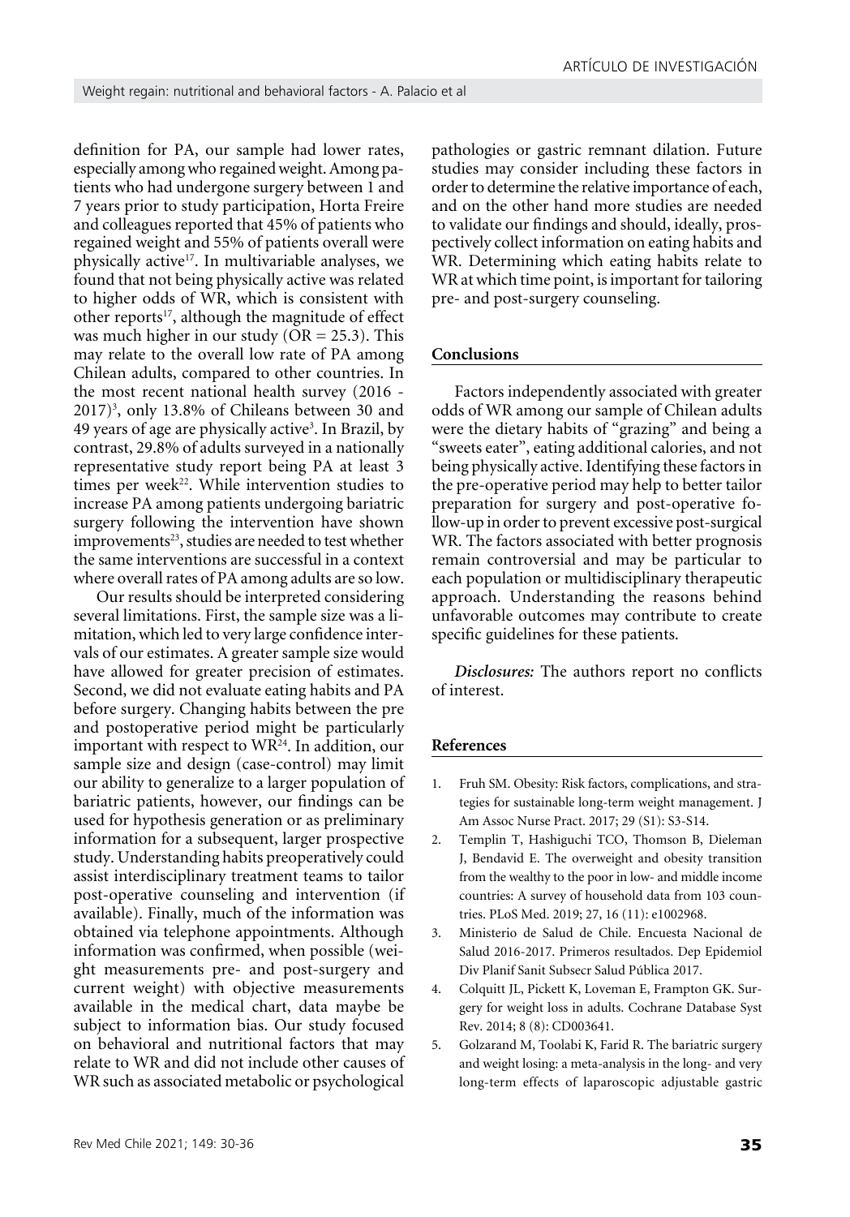definition for PA, our sample had lower rates, especially among who regained weight. Among patients who had undergone surgery between 1 and 7 years prior to study participation, Horta Freire and colleagues reported that 45% of patients who regained weight and 55% of patients overall were physically active[17]. In multivariable analyses, we found that not being physically active was related to higher odds of WR, which is consistent with other reports[17], although the magnitude of effect was much higher in our study (OR = 25.3). This may relate to the overall low rate of PA among Chilean adults, compared to other countries. In the most recent national health survey (2016 - 2017)[3], only 13.8% of Chileans between 30 and 49 years of age are physically active[3]. In Brazil, by contrast, 29.8% of adults surveyed in a nationally representative study report being PA at least 3 times per week[22]. While intervention studies to increase PA among patients undergoing bariatric surgery following the intervention have shown improvements[23], studies are needed to test whether the same interventions are successful in a context where overall rates of PA among adults are so low.

Our results should be interpreted considering several limitations. First, the sample size was a limitation, which led to very large confidence intervals of our estimates. A greater sample size would have allowed for greater precision of estimates. Second, we did not evaluate eating habits and PA before surgery. Changing habits between the pre and postoperative period might be particularly important with respect to WR[24]. In addition, our sample size and design (case-control) may limit our ability to generalize to a larger population of bariatric patients, however, our findings can be used for hypothesis generation or as preliminary information for a subsequent, larger prospective study. Understanding habits preoperatively could assist interdisciplinary treatment teams to tailor post-operative counseling and intervention (if available). Finally, much of the information was obtained via telephone appointments. Although information was confirmed, when possible (weight measurements pre- and post-surgery and current weight) with objective measurements available in the medical chart, data maybe be subject to information bias. Our study focused on behavioral and nutritional factors that may relate to WR and did not include other causes of WR such as associated metabolic or psychological pathologies or gastric remnant dilation. Future studies may consider including these factors in order to determine the relative importance of each, and on the other hand more studies are needed to validate our findings and should, ideally, prospectively collect information on eating habits and WR. Determining which eating habits relate to WR at which time point, is important for tailoring pre- and post-surgery counseling.

## Conclusions

Factors independently associated with greater odds of WR among our sample of Chilean adults were the dietary habits of "grazing" and being a "sweets eater", eating additional calories, and not being physically active. Identifying these factors in the pre-operative period may help to better tailor preparation for surgery and post-operative follow-up in order to prevent excessive post-surgical WR. The factors associated with better prognosis remain controversial and may be particular to each population or multidisciplinary therapeutic approach. Understanding the reasons behind unfavorable outcomes may contribute to create specific guidelines for these patients.

***Disclosures:*** The authors report no conflicts of interest.

## References

1. Fruh SM. Obesity: Risk factors, complications, and strategies for sustainable long-term weight management. J Am Assoc Nurse Pract. 2017; 29 (S1): S3-S14.
2. Templin T, Hashiguchi TCO, Thomson B, Dieleman J, Bendavid E. The overweight and obesity transition from the wealthy to the poor in low- and middle income countries: A survey of household data from 103 countries. PLoS Med. 2019; 27, 16 (11): e1002968.
3. Ministerio de Salud de Chile. Encuesta Nacional de Salud 2016-2017. Primeros resultados. Dep Epidemiol Div Planif Sanit Subsecr Salud Pública 2017.
4. Colquitt JL, Pickett K, Loveman E, Frampton GK. Surgery for weight loss in adults. Cochrane Database Syst Rev. 2014; 8 (8): CD003641.
5. Golzarand M, Toolabi K, Farid R. The bariatric surgery and weight losing: a meta-analysis in the long- and very long-term effects of laparoscopic adjustable gastric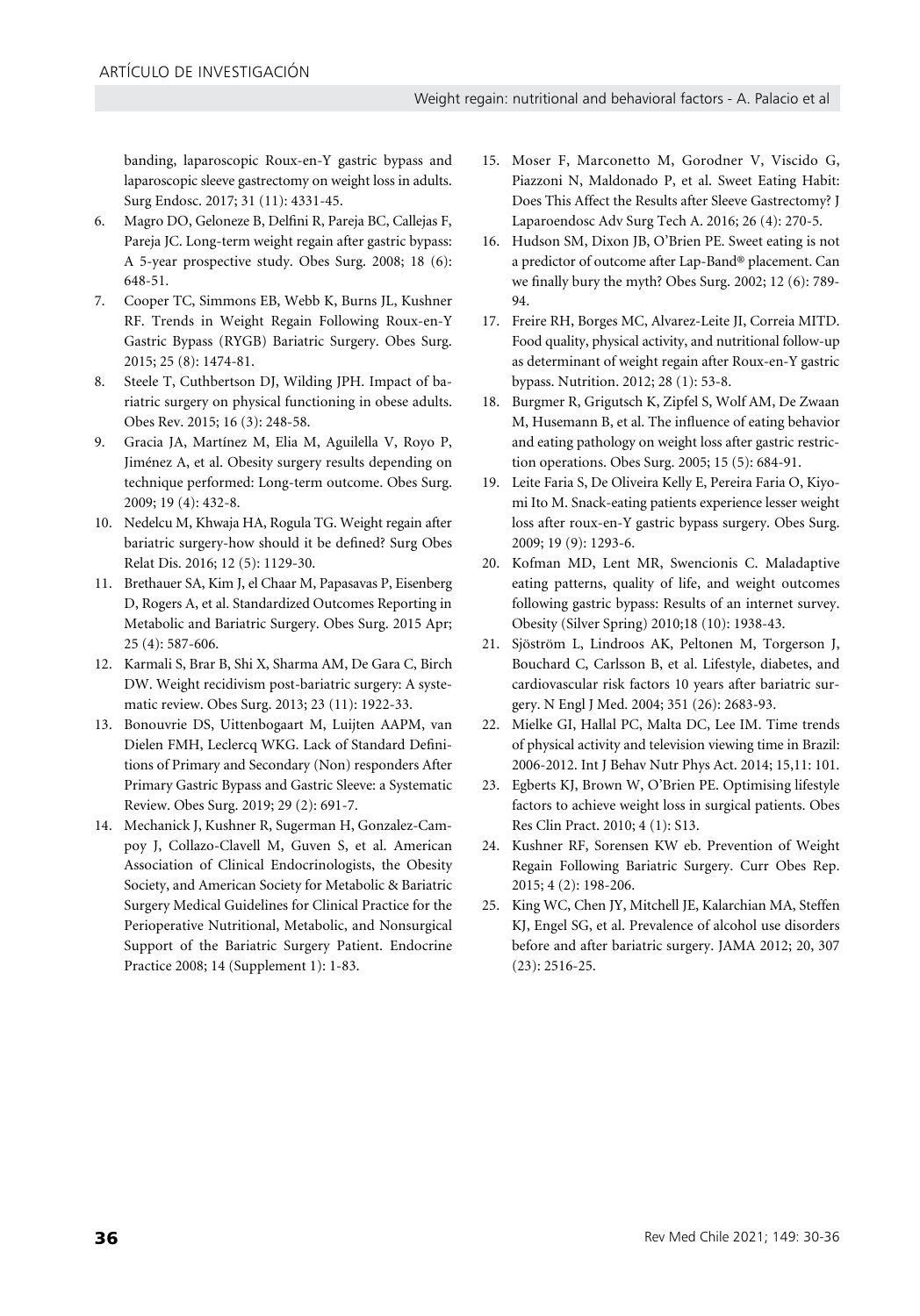banding, laparoscopic Roux-en-Y gastric bypass and laparoscopic sleeve gastrectomy on weight loss in adults. Surg Endosc. 2017; 31 (11): 4331-45.

6. Magro DO, Geloneze B, Delfini R, Pareja BC, Callejas F, Pareja JC. Long-term weight regain after gastric bypass: A 5-year prospective study. Obes Surg. 2008; 18 (6): 648-51.
7. Cooper TC, Simmons EB, Webb K, Burns JL, Kushner RF. Trends in Weight Regain Following Roux-en-Y Gastric Bypass (RYGB) Bariatric Surgery. Obes Surg. 2015; 25 (8): 1474-81.
8. Steele T, Cuthbertson DJ, Wilding JPH. Impact of bariatric surgery on physical functioning in obese adults. Obes Rev. 2015; 16 (3): 248-58.
9. Gracia JA, Martínez M, Elia M, Aguilella V, Royo P, Jiménez A, et al. Obesity surgery results depending on technique performed: Long-term outcome. Obes Surg. 2009; 19 (4): 432-8.
10. Nedelcu M, Khwaja HA, Rogula TG. Weight regain after bariatric surgery-how should it be defined? Surg Obes Relat Dis. 2016; 12 (5): 1129-30.
11. Brethauer SA, Kim J, el Chaar M, Papasavas P, Eisenberg D, Rogers A, et al. Standardized Outcomes Reporting in Metabolic and Bariatric Surgery. Obes Surg. 2015 Apr; 25 (4): 587-606.
12. Karmali S, Brar B, Shi X, Sharma AM, De Gara C, Birch DW. Weight recidivism post-bariatric surgery: A systematic review. Obes Surg. 2013; 23 (11): 1922-33.
13. Bonouvrie DS, Uittenbogaart M, Luijten AAPM, van Dielen FMH, Leclercq WKG. Lack of Standard Definitions of Primary and Secondary (Non) responders After Primary Gastric Bypass and Gastric Sleeve: a Systematic Review. Obes Surg. 2019; 29 (2): 691-7.
14. Mechanick J, Kushner R, Sugerman H, Gonzalez-Campoy J, Collazo-Clavell M, Guven S, et al. American Association of Clinical Endocrinologists, the Obesity Society, and American Society for Metabolic & Bariatric Surgery Medical Guidelines for Clinical Practice for the Perioperative Nutritional, Metabolic, and Nonsurgical Support of the Bariatric Surgery Patient. Endocrine Practice 2008; 14 (Supplement 1): 1-83.
15. Moser F, Marconetto M, Gorodner V, Viscido G, Piazzoni N, Maldonado P, et al. Sweet Eating Habit: Does This Affect the Results after Sleeve Gastrectomy? J Laparoendosc Adv Surg Tech A. 2016; 26 (4): 270-5.
16. Hudson SM, Dixon JB, O'Brien PE. Sweet eating is not a predictor of outcome after Lap-Band® placement. Can we finally bury the myth? Obes Surg. 2002; 12 (6): 789-94.
17. Freire RH, Borges MC, Alvarez-Leite JI, Correia MITD. Food quality, physical activity, and nutritional follow-up as determinant of weight regain after Roux-en-Y gastric bypass. Nutrition. 2012; 28 (1): 53-8.
18. Burgmer R, Grigutsch K, Zipfel S, Wolf AM, De Zwaan M, Husemann B, et al. The influence of eating behavior and eating pathology on weight loss after gastric restriction operations. Obes Surg. 2005; 15 (5): 684-91.
19. Leite Faria S, De Oliveira Kelly E, Pereira Faria O, Kiyomi Ito M. Snack-eating patients experience lesser weight loss after roux-en-Y gastric bypass surgery. Obes Surg. 2009; 19 (9): 1293-6.
20. Kofman MD, Lent MR, Swencionis C. Maladaptive eating patterns, quality of life, and weight outcomes following gastric bypass: Results of an internet survey. Obesity (Silver Spring) 2010;18 (10): 1938-43.
21. Sjöström L, Lindroos AK, Peltonen M, Torgerson J, Bouchard C, Carlsson B, et al. Lifestyle, diabetes, and cardiovascular risk factors 10 years after bariatric surgery. N Engl J Med. 2004; 351 (26): 2683-93.
22. Mielke GI, Hallal PC, Malta DC, Lee IM. Time trends of physical activity and television viewing time in Brazil: 2006-2012. Int J Behav Nutr Phys Act. 2014; 15,11: 101.
23. Egberts KJ, Brown W, O'Brien PE. Optimising lifestyle factors to achieve weight loss in surgical patients. Obes Res Clin Pract. 2010; 4 (1): S13.
24. Kushner RF, Sorensen KW eb. Prevention of Weight Regain Following Bariatric Surgery. Curr Obes Rep. 2015; 4 (2): 198-206.
25. King WC, Chen JY, Mitchell JE, Kalarchian MA, Steffen KJ, Engel SG, et al. Prevalence of alcohol use disorders before and after bariatric surgery. JAMA 2012; 20, 307 (23): 2516-25.